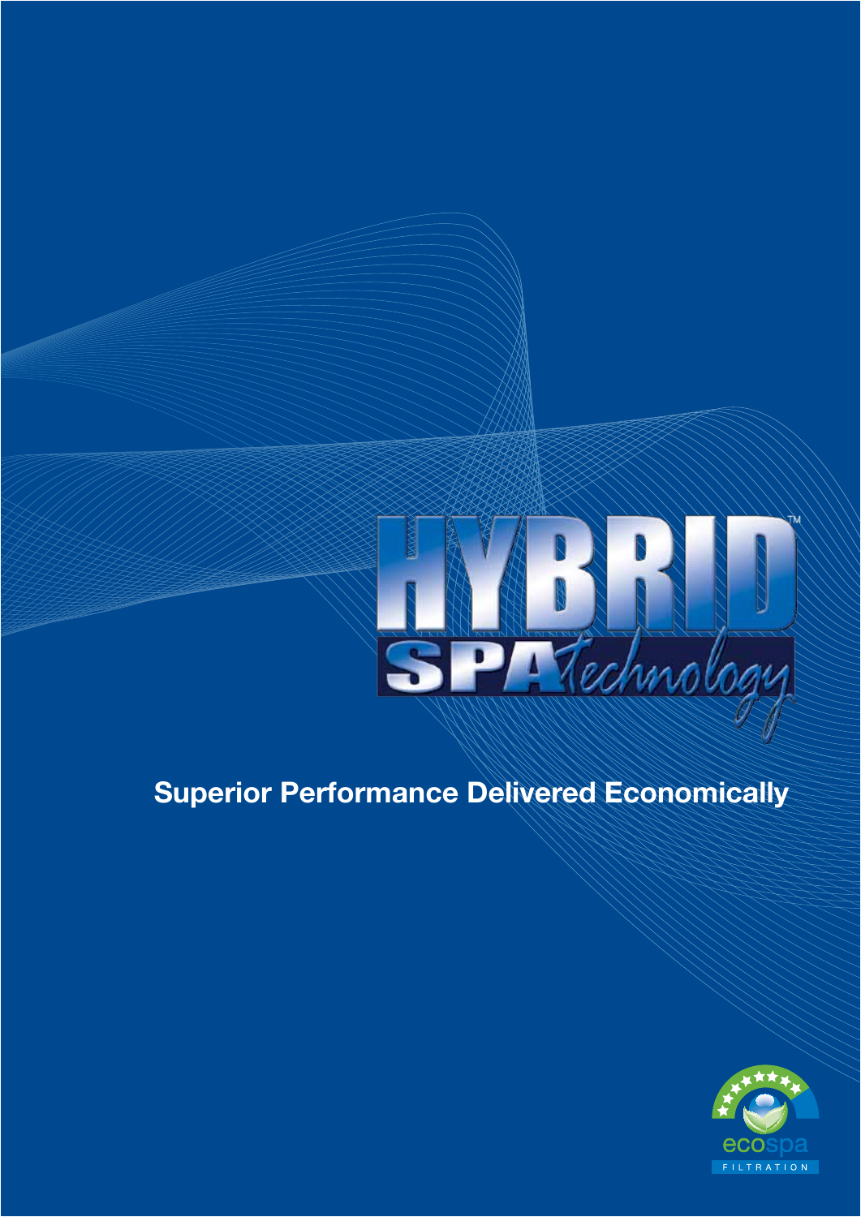# HYBRID™ SPA technology

**Superior Performance Delivered Economically**

ecospa FILTRATION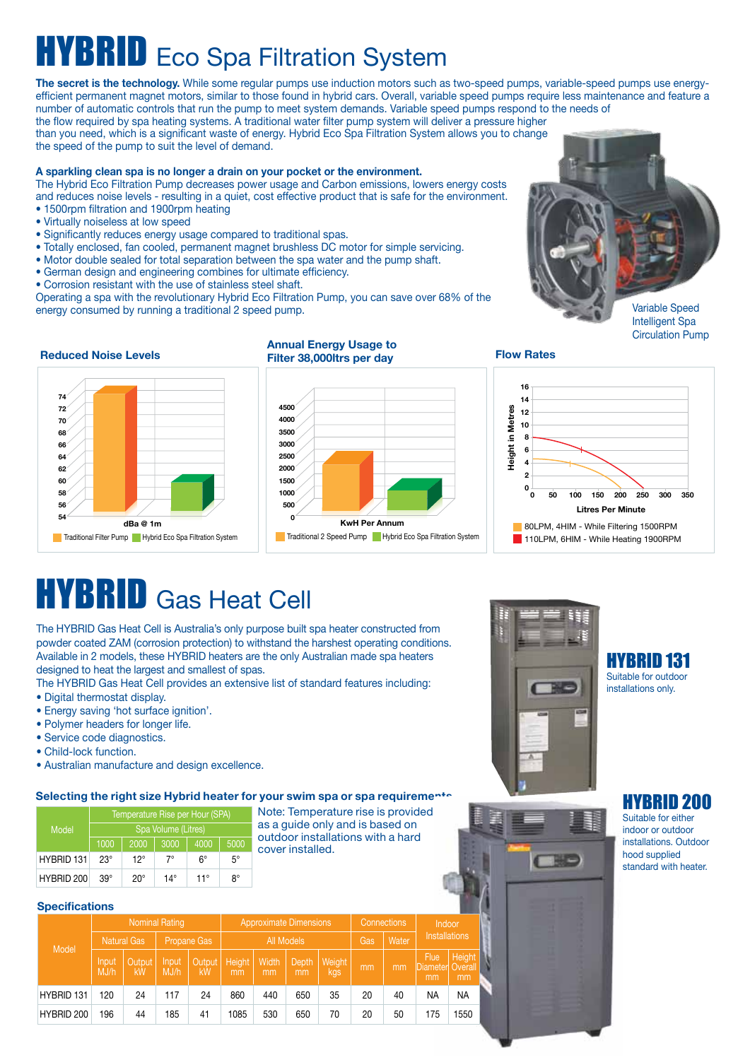# HYBRID Eco Spa Filtration System

**The secret is the technology.** While some regular pumps use induction motors such as two-speed pumps, variable-speed pumps use energy-efficient permanent magnet motors, similar to those found in hybrid cars. Overall, variable speed pumps require less maintenance and feature a number of automatic controls that run the pump to meet system demands. Variable speed pumps respond to the needs of the flow required by spa heating systems. A traditional water filter pump system will deliver a pressure higher than you need, which is a significant waste of energy. Hybrid Eco Spa Filtration System allows you to change the speed of the pump to suit the level of demand.

**A sparkling clean spa is no longer a drain on your pocket or the environment.**
The Hybrid Eco Filtration Pump decreases power usage and Carbon emissions, lowers energy costs and reduces noise levels - resulting in a quiet, cost effective product that is safe for the environment.

- 1500rpm filtration and 1900rpm heating
- Virtually noiseless at low speed
- Significantly reduces energy usage compared to traditional spas.
- Totally enclosed, fan cooled, permanent magnet brushless DC motor for simple servicing.
- Motor double sealed for total separation between the spa water and the pump shaft.
- German design and engineering combines for ultimate efficiency.
- Corrosion resistant with the use of stainless steel shaft.

Operating a spa with the revolutionary Hybrid Eco Filtration Pump, you can save over 68% of the energy consumed by running a traditional 2 speed pump.

Variable Speed Intelligent Spa Circulation Pump

### Reduced Noise Levels

dBa @ 1m

Traditional Filter Pump | Hybrid Eco Spa Filtration System

### Annual Energy Usage to Filter 38,000ltrs per day

KwH Per Annum

Traditional 2 Speed Pump | Hybrid Eco Spa Filtration System

### Flow Rates

Height in Metres / Litres Per Minute

- 80LPM, 4HIM - While Filtering 1500RPM
- 110LPM, 6HIM - While Heating 1900RPM

# HYBRID Gas Heat Cell

The HYBRID Gas Heat Cell is Australia's only purpose built spa heater constructed from powder coated ZAM (corrosion protection) to withstand the harshest operating conditions. Available in 2 models, these HYBRID heaters are the only Australian made spa heaters designed to heat the largest and smallest of spas.
The HYBRID Gas Heat Cell provides an extensive list of standard features including:

- Digital thermostat display.
- Energy saving 'hot surface ignition'.
- Polymer headers for longer life.
- Service code diagnostics.
- Child-lock function.
- Australian manufacture and design excellence.

**HYBRID 131**
Suitable for outdoor installations only.

**HYBRID 200**
Suitable for either indoor or outdoor installations. Outdoor hood supplied standard with heater.

### Selecting the right size Hybrid heater for your swim spa or spa requirements

| Model | Temperature Rise per Hour (SPA) | | | | |
|---|---|---|---|---|---|
| | Spa Volume (Litres) | | | | |
| | 1000 | 2000 | 3000 | 4000 | 5000 |
| HYBRID 131 | 23° | 12° | 7° | 6° | 5° |
| HYBRID 200 | 39° | 20° | 14° | 11° | 8° |

Note: Temperature rise is provided as a guide only and is based on outdoor installations with a hard cover installed.

### Specifications

| Model | Nominal Rating | | | | Approximate Dimensions | | | | Connections | | Indoor Installations | |
|---|---|---|---|---|---|---|---|---|---|---|---|---|
| | Natural Gas | | Propane Gas | | All Models | | | | Gas | Water | | |
| | Input MJ/h | Output kW | Input MJ/h | Output kW | Height mm | Width mm | Depth mm | Weight kgs | mm | mm | Flue Diameter mm | Height Overall mm |
| HYBRID 131 | 120 | 24 | 117 | 24 | 860 | 440 | 650 | 35 | 20 | 40 | NA | NA |
| HYBRID 200 | 196 | 44 | 185 | 41 | 1085 | 530 | 650 | 70 | 20 | 50 | 175 | 1550 |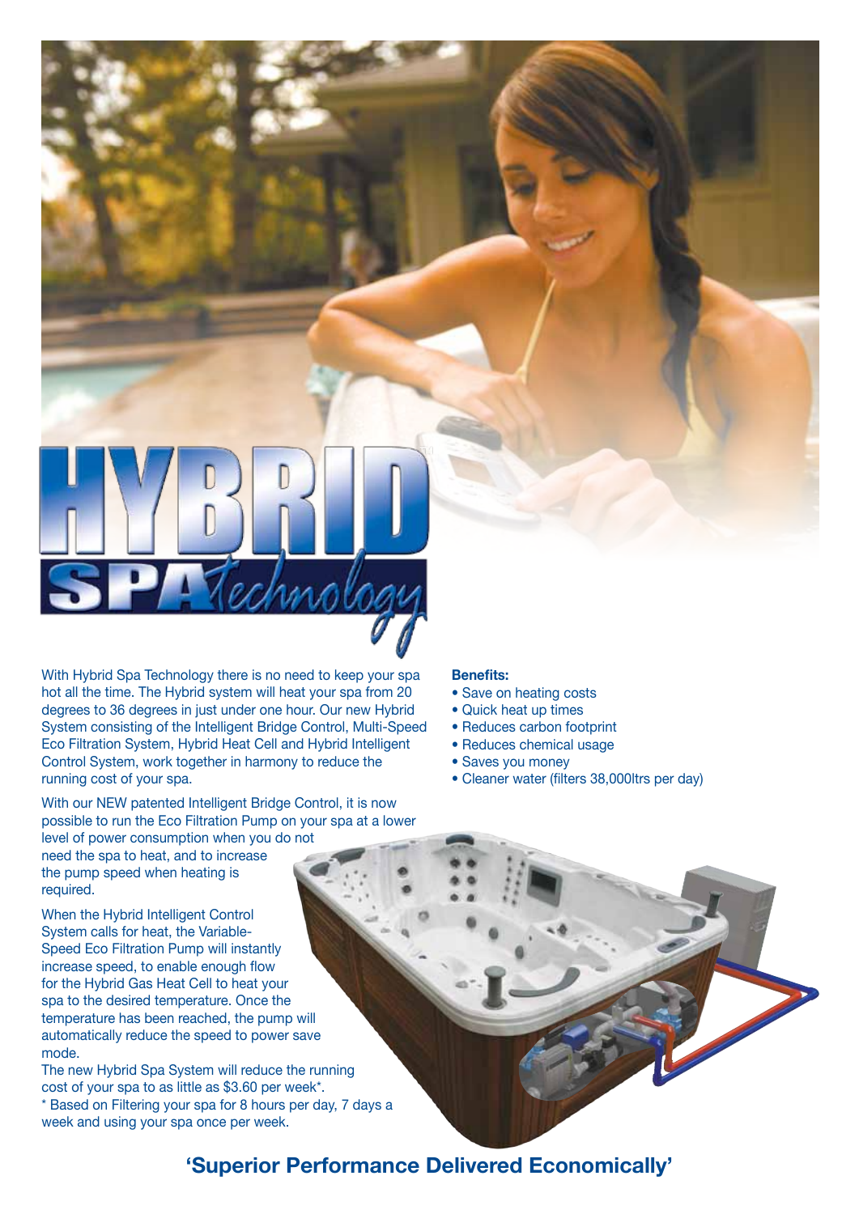# HYBRID SPA technology

With Hybrid Spa Technology there is no need to keep your spa hot all the time. The Hybrid system will heat your spa from 20 degrees to 36 degrees in just under one hour. Our new Hybrid System consisting of the Intelligent Bridge Control, Multi-Speed Eco Filtration System, Hybrid Heat Cell and Hybrid Intelligent Control System, work together in harmony to reduce the running cost of your spa.

With our NEW patented Intelligent Bridge Control, it is now possible to run the Eco Filtration Pump on your spa at a lower level of power consumption when you do not need the spa to heat, and to increase the pump speed when heating is required.

When the Hybrid Intelligent Control System calls for heat, the Variable-Speed Eco Filtration Pump will instantly increase speed, to enable enough flow for the Hybrid Gas Heat Cell to heat your spa to the desired temperature. Once the temperature has been reached, the pump will automatically reduce the speed to power save mode.

The new Hybrid Spa System will reduce the running cost of your spa to as little as $3.60 per week*.

* Based on Filtering your spa for 8 hours per day, 7 days a week and using your spa once per week.

**Benefits:**

- Save on heating costs
- Quick heat up times
- Reduces carbon footprint
- Reduces chemical usage
- Saves you money
- Cleaner water (filters 38,000ltrs per day)

## 'Superior Performance Delivered Economically'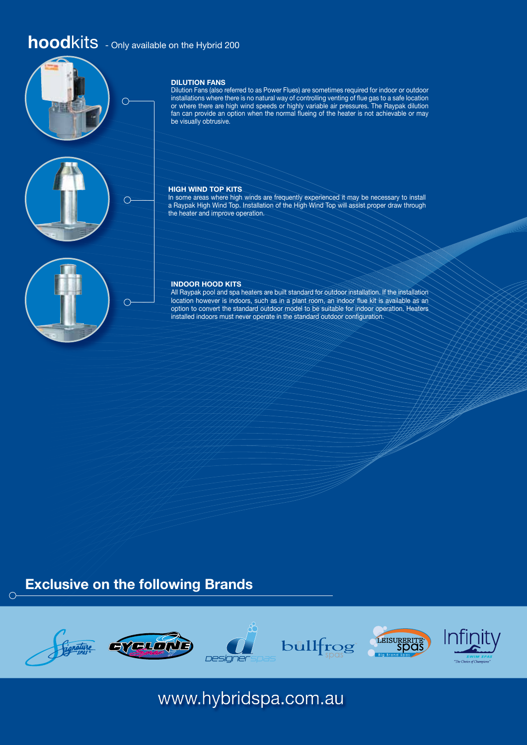# **hood**kits - Only available on the Hybrid 200

### DILUTION FANS

Dilution Fans (also referred to as Power Flues) are sometimes required for indoor or outdoor installations where there is no natural way of controlling venting of flue gas to a safe location or where there are high wind speeds or highly variable air pressures. The Raypak dilution fan can provide an option when the normal flueing of the heater is not achievable or may be visually obtrusive.

### HIGH WIND TOP KITS

In some areas where high winds are frequently experienced it may be necessary to install a Raypak High Wind Top. Installation of the High Wind Top will assist proper draw through the heater and improve operation.

### INDOOR HOOD KITS

All Raypak pool and spa heaters are built standard for outdoor installation. If the installation location however is indoors, such as in a plant room, an indoor flue kit is available as an option to convert the standard outdoor model to be suitable for indoor operation. Heaters installed indoors must never operate in the standard outdoor configuration.

## Exclusive on the following Brands

Signature Spas | Cyclone Spas | designer spas | bullfrog spas | Leisurerite Spas Big Brand Spas | Infinity Swim Spas "The Choice of Champions"

www.hybridspa.com.au